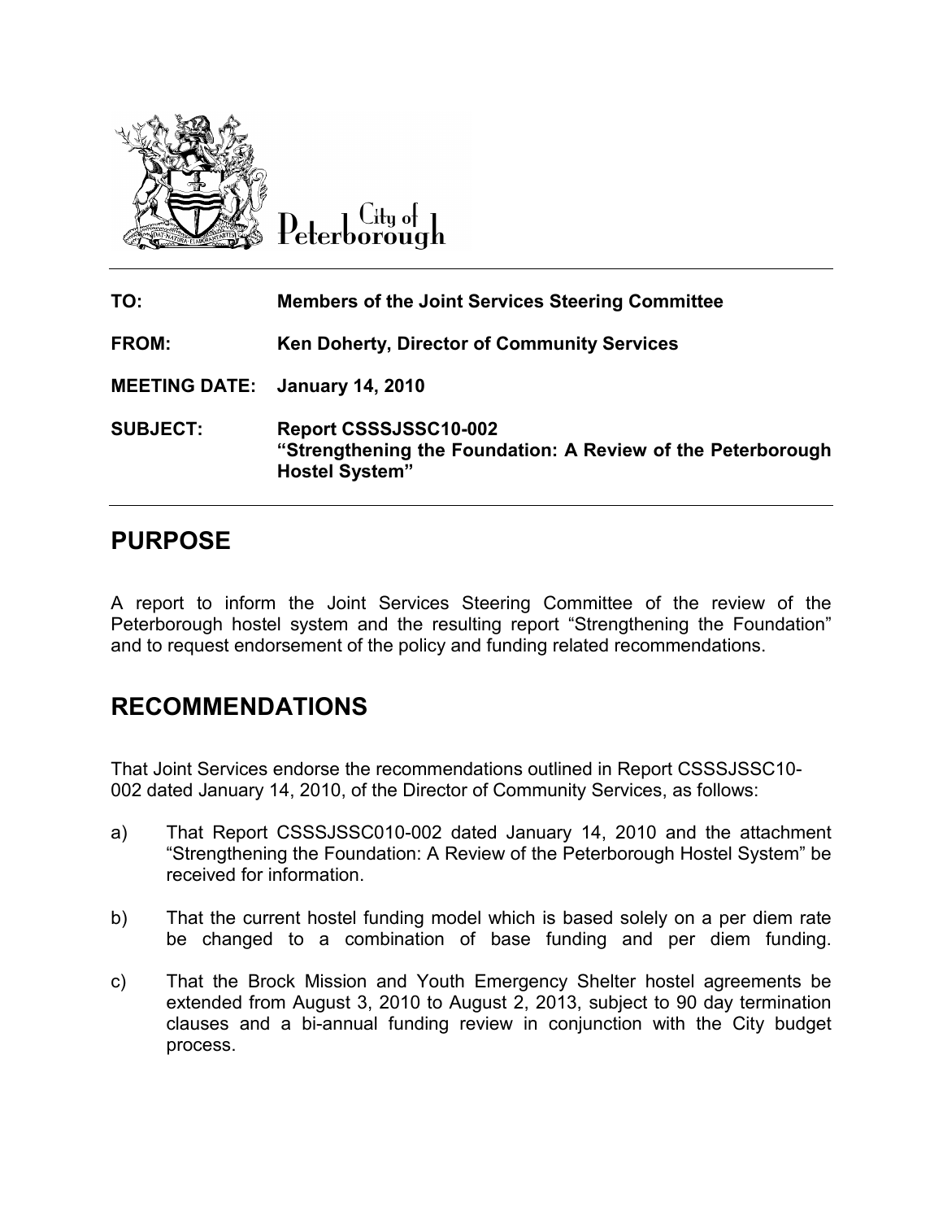City of Peterborough

| | |
|---|---|
| **TO:** | **Members of the Joint Services Steering Committee** |
| **FROM:** | **Ken Doherty, Director of Community Services** |
| **MEETING DATE:** | **January 14, 2010** |
| **SUBJECT:** | **Report CSSSJSSC10-002 "Strengthening the Foundation: A Review of the Peterborough Hostel System"** |

## PURPOSE

A report to inform the Joint Services Steering Committee of the review of the Peterborough hostel system and the resulting report "Strengthening the Foundation" and to request endorsement of the policy and funding related recommendations.

## RECOMMENDATIONS

That Joint Services endorse the recommendations outlined in Report CSSSJSSC10-002 dated January 14, 2010, of the Director of Community Services, as follows:

a) That Report CSSSJSSC010-002 dated January 14, 2010 and the attachment "Strengthening the Foundation: A Review of the Peterborough Hostel System" be received for information.

b) That the current hostel funding model which is based solely on a per diem rate be changed to a combination of base funding and per diem funding.

c) That the Brock Mission and Youth Emergency Shelter hostel agreements be extended from August 3, 2010 to August 2, 2013, subject to 90 day termination clauses and a bi-annual funding review in conjunction with the City budget process.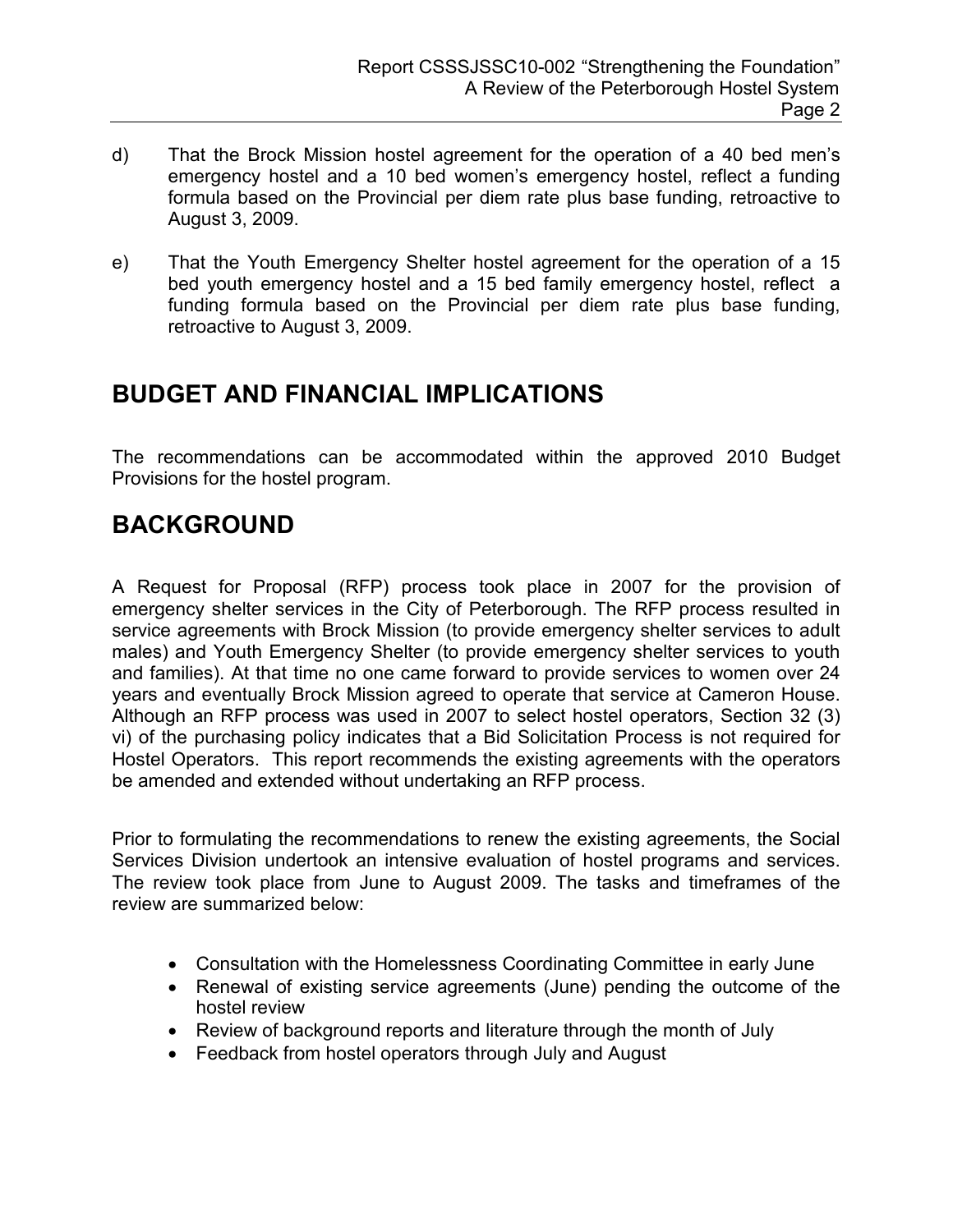d) That the Brock Mission hostel agreement for the operation of a 40 bed men's emergency hostel and a 10 bed women's emergency hostel, reflect a funding formula based on the Provincial per diem rate plus base funding, retroactive to August 3, 2009.

e) That the Youth Emergency Shelter hostel agreement for the operation of a 15 bed youth emergency hostel and a 15 bed family emergency hostel, reflect a funding formula based on the Provincial per diem rate plus base funding, retroactive to August 3, 2009.

## BUDGET AND FINANCIAL IMPLICATIONS

The recommendations can be accommodated within the approved 2010 Budget Provisions for the hostel program.

## BACKGROUND

A Request for Proposal (RFP) process took place in 2007 for the provision of emergency shelter services in the City of Peterborough. The RFP process resulted in service agreements with Brock Mission (to provide emergency shelter services to adult males) and Youth Emergency Shelter (to provide emergency shelter services to youth and families). At that time no one came forward to provide services to women over 24 years and eventually Brock Mission agreed to operate that service at Cameron House. Although an RFP process was used in 2007 to select hostel operators, Section 32 (3) vi) of the purchasing policy indicates that a Bid Solicitation Process is not required for Hostel Operators. This report recommends the existing agreements with the operators be amended and extended without undertaking an RFP process.

Prior to formulating the recommendations to renew the existing agreements, the Social Services Division undertook an intensive evaluation of hostel programs and services. The review took place from June to August 2009. The tasks and timeframes of the review are summarized below:

- Consultation with the Homelessness Coordinating Committee in early June
- Renewal of existing service agreements (June) pending the outcome of the hostel review
- Review of background reports and literature through the month of July
- Feedback from hostel operators through July and August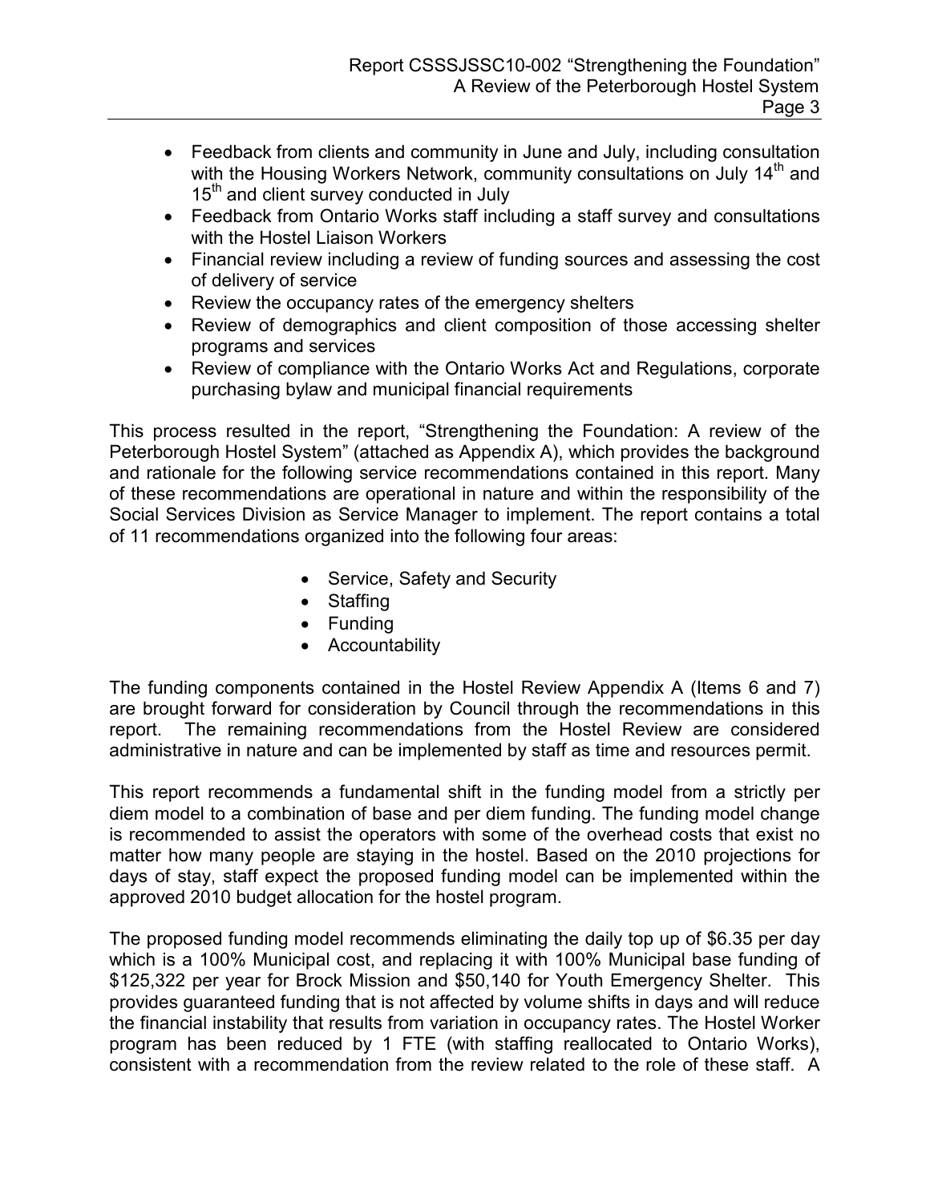- Feedback from clients and community in June and July, including consultation with the Housing Workers Network, community consultations on July 14th and 15th and client survey conducted in July
- Feedback from Ontario Works staff including a staff survey and consultations with the Hostel Liaison Workers
- Financial review including a review of funding sources and assessing the cost of delivery of service
- Review the occupancy rates of the emergency shelters
- Review of demographics and client composition of those accessing shelter programs and services
- Review of compliance with the Ontario Works Act and Regulations, corporate purchasing bylaw and municipal financial requirements

This process resulted in the report, "Strengthening the Foundation: A review of the Peterborough Hostel System" (attached as Appendix A), which provides the background and rationale for the following service recommendations contained in this report. Many of these recommendations are operational in nature and within the responsibility of the Social Services Division as Service Manager to implement. The report contains a total of 11 recommendations organized into the following four areas:

- Service, Safety and Security
- Staffing
- Funding
- Accountability

The funding components contained in the Hostel Review Appendix A (Items 6 and 7) are brought forward for consideration by Council through the recommendations in this report. The remaining recommendations from the Hostel Review are considered administrative in nature and can be implemented by staff as time and resources permit.

This report recommends a fundamental shift in the funding model from a strictly per diem model to a combination of base and per diem funding. The funding model change is recommended to assist the operators with some of the overhead costs that exist no matter how many people are staying in the hostel. Based on the 2010 projections for days of stay, staff expect the proposed funding model can be implemented within the approved 2010 budget allocation for the hostel program.

The proposed funding model recommends eliminating the daily top up of $6.35 per day which is a 100% Municipal cost, and replacing it with 100% Municipal base funding of $125,322 per year for Brock Mission and $50,140 for Youth Emergency Shelter. This provides guaranteed funding that is not affected by volume shifts in days and will reduce the financial instability that results from variation in occupancy rates. The Hostel Worker program has been reduced by 1 FTE (with staffing reallocated to Ontario Works), consistent with a recommendation from the review related to the role of these staff. A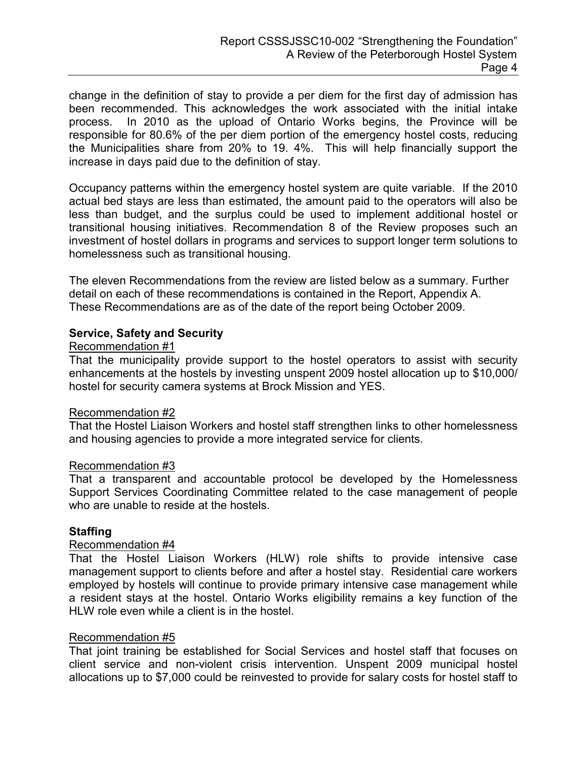change in the definition of stay to provide a per diem for the first day of admission has been recommended. This acknowledges the work associated with the initial intake process. In 2010 as the upload of Ontario Works begins, the Province will be responsible for 80.6% of the per diem portion of the emergency hostel costs, reducing the Municipalities share from 20% to 19. 4%. This will help financially support the increase in days paid due to the definition of stay.

Occupancy patterns within the emergency hostel system are quite variable. If the 2010 actual bed stays are less than estimated, the amount paid to the operators will also be less than budget, and the surplus could be used to implement additional hostel or transitional housing initiatives. Recommendation 8 of the Review proposes such an investment of hostel dollars in programs and services to support longer term solutions to homelessness such as transitional housing.

The eleven Recommendations from the review are listed below as a summary. Further detail on each of these recommendations is contained in the Report, Appendix A. These Recommendations are as of the date of the report being October 2009.

**Service, Safety and Security**

Recommendation #1

That the municipality provide support to the hostel operators to assist with security enhancements at the hostels by investing unspent 2009 hostel allocation up to $10,000/ hostel for security camera systems at Brock Mission and YES.

Recommendation #2

That the Hostel Liaison Workers and hostel staff strengthen links to other homelessness and housing agencies to provide a more integrated service for clients.

Recommendation #3

That a transparent and accountable protocol be developed by the Homelessness Support Services Coordinating Committee related to the case management of people who are unable to reside at the hostels.

**Staffing**

Recommendation #4

That the Hostel Liaison Workers (HLW) role shifts to provide intensive case management support to clients before and after a hostel stay. Residential care workers employed by hostels will continue to provide primary intensive case management while a resident stays at the hostel. Ontario Works eligibility remains a key function of the HLW role even while a client is in the hostel.

Recommendation #5

That joint training be established for Social Services and hostel staff that focuses on client service and non-violent crisis intervention. Unspent 2009 municipal hostel allocations up to $7,000 could be reinvested to provide for salary costs for hostel staff to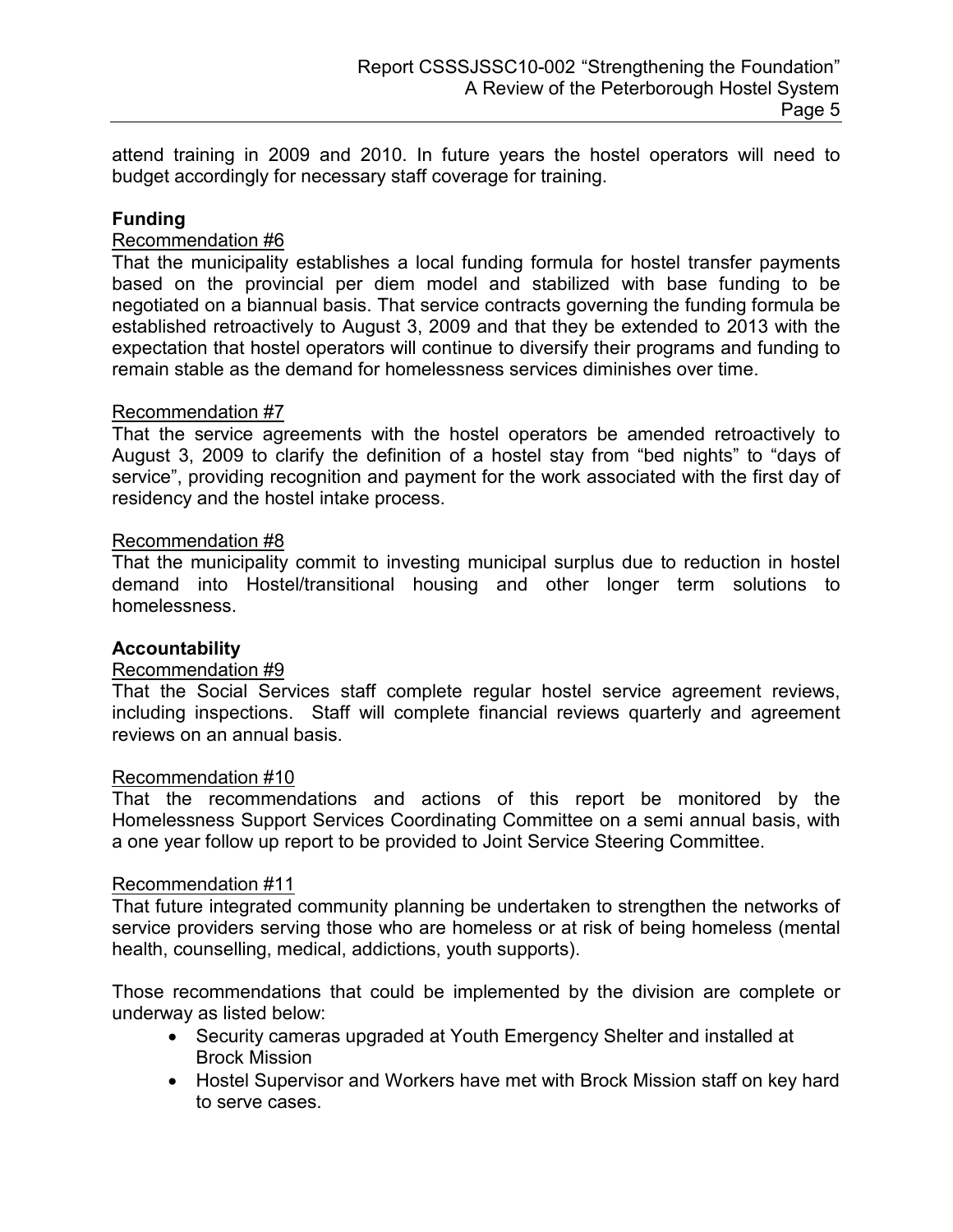attend training in 2009 and 2010. In future years the hostel operators will need to budget accordingly for necessary staff coverage for training.

**Funding**

Recommendation #6

That the municipality establishes a local funding formula for hostel transfer payments based on the provincial per diem model and stabilized with base funding to be negotiated on a biannual basis. That service contracts governing the funding formula be established retroactively to August 3, 2009 and that they be extended to 2013 with the expectation that hostel operators will continue to diversify their programs and funding to remain stable as the demand for homelessness services diminishes over time.

Recommendation #7

That the service agreements with the hostel operators be amended retroactively to August 3, 2009 to clarify the definition of a hostel stay from "bed nights" to "days of service", providing recognition and payment for the work associated with the first day of residency and the hostel intake process.

Recommendation #8

That the municipality commit to investing municipal surplus due to reduction in hostel demand into Hostel/transitional housing and other longer term solutions to homelessness.

**Accountability**

Recommendation #9

That the Social Services staff complete regular hostel service agreement reviews, including inspections. Staff will complete financial reviews quarterly and agreement reviews on an annual basis.

Recommendation #10

That the recommendations and actions of this report be monitored by the Homelessness Support Services Coordinating Committee on a semi annual basis, with a one year follow up report to be provided to Joint Service Steering Committee.

Recommendation #11

That future integrated community planning be undertaken to strengthen the networks of service providers serving those who are homeless or at risk of being homeless (mental health, counselling, medical, addictions, youth supports).

Those recommendations that could be implemented by the division are complete or underway as listed below:

- Security cameras upgraded at Youth Emergency Shelter and installed at Brock Mission
- Hostel Supervisor and Workers have met with Brock Mission staff on key hard to serve cases.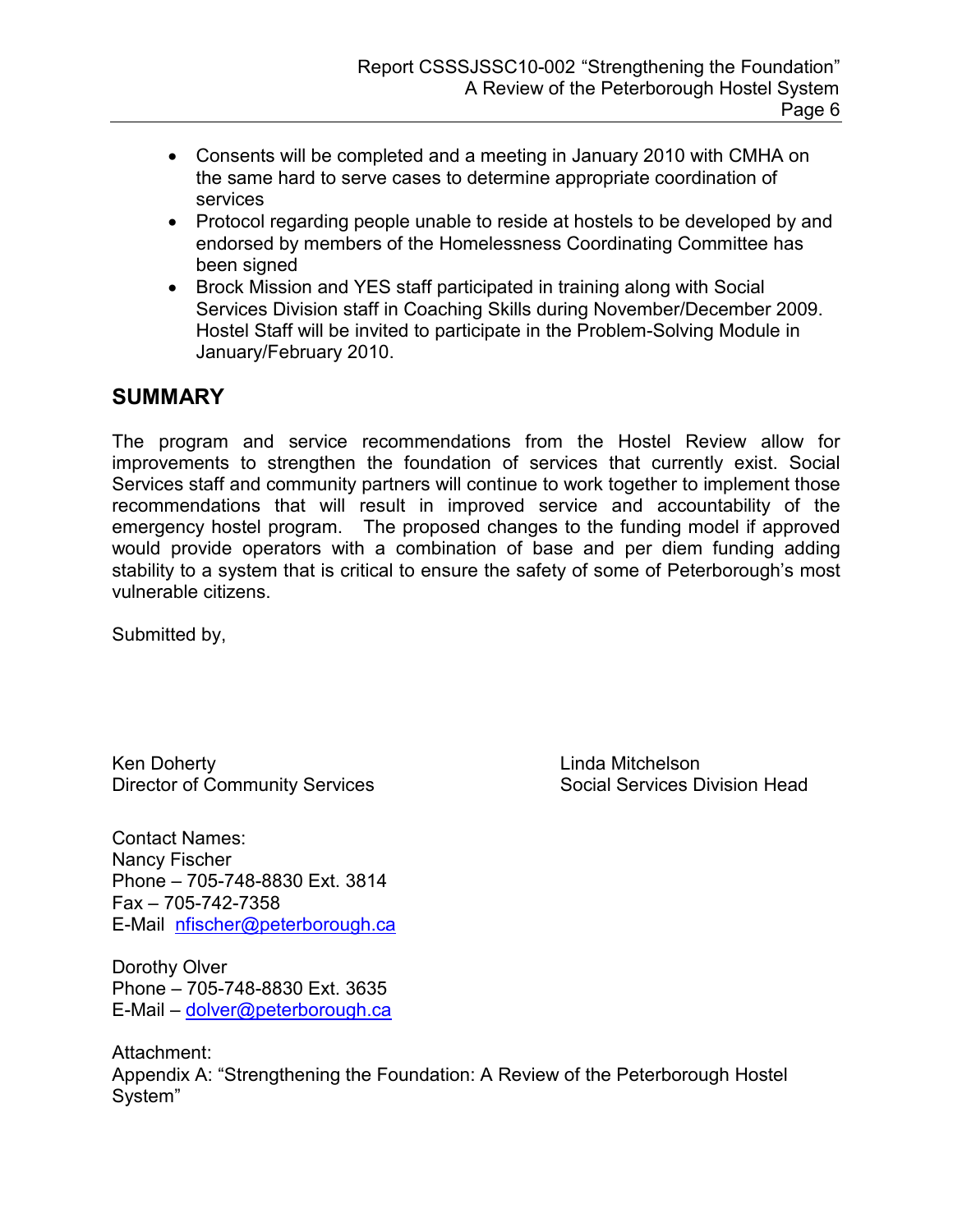- Consents will be completed and a meeting in January 2010 with CMHA on the same hard to serve cases to determine appropriate coordination of services
- Protocol regarding people unable to reside at hostels to be developed by and endorsed by members of the Homelessness Coordinating Committee has been signed
- Brock Mission and YES staff participated in training along with Social Services Division staff in Coaching Skills during November/December 2009. Hostel Staff will be invited to participate in the Problem-Solving Module in January/February 2010.

## SUMMARY

The program and service recommendations from the Hostel Review allow for improvements to strengthen the foundation of services that currently exist. Social Services staff and community partners will continue to work together to implement those recommendations that will result in improved service and accountability of the emergency hostel program. The proposed changes to the funding model if approved would provide operators with a combination of base and per diem funding adding stability to a system that is critical to ensure the safety of some of Peterborough's most vulnerable citizens.

Submitted by,

Ken Doherty
Director of Community Services

Linda Mitchelson
Social Services Division Head

Contact Names:
Nancy Fischer
Phone – 705-748-8830 Ext. 3814
Fax – 705-742-7358
E-Mail nfischer@peterborough.ca

Dorothy Olver
Phone – 705-748-8830 Ext. 3635
E-Mail – dolver@peterborough.ca

Attachment:
Appendix A: "Strengthening the Foundation: A Review of the Peterborough Hostel System"